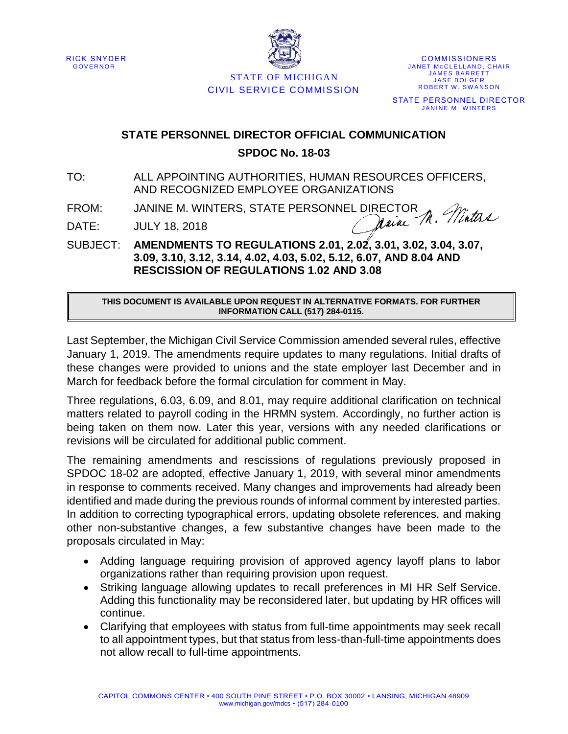RICK SNYDER
GOVERNOR

STATE OF MICHIGAN
CIVIL SERVICE COMMISSION

COMMISSIONERS
JANET McCLELLAND, CHAIR
JAMES BARRETT
JASE BOLGER
ROBERT W. SWANSON

STATE PERSONNEL DIRECTOR
JANINE M. WINTERS

## STATE PERSONNEL DIRECTOR OFFICIAL COMMUNICATION

## SPDOC No. 18-03

TO: ALL APPOINTING AUTHORITIES, HUMAN RESOURCES OFFICERS, AND RECOGNIZED EMPLOYEE ORGANIZATIONS

FROM: JANINE M. WINTERS, STATE PERSONNEL DIRECTOR

DATE: JULY 18, 2018

SUBJECT: **AMENDMENTS TO REGULATIONS 2.01, 2.02, 3.01, 3.02, 3.04, 3.07, 3.09, 3.10, 3.12, 3.14, 4.02, 4.03, 5.02, 5.12, 6.07, AND 8.04 AND RESCISSION OF REGULATIONS 1.02 AND 3.08**

**THIS DOCUMENT IS AVAILABLE UPON REQUEST IN ALTERNATIVE FORMATS. FOR FURTHER INFORMATION CALL (517) 284-0115.**

Last September, the Michigan Civil Service Commission amended several rules, effective January 1, 2019. The amendments require updates to many regulations. Initial drafts of these changes were provided to unions and the state employer last December and in March for feedback before the formal circulation for comment in May.

Three regulations, 6.03, 6.09, and 8.01, may require additional clarification on technical matters related to payroll coding in the HRMN system. Accordingly, no further action is being taken on them now. Later this year, versions with any needed clarifications or revisions will be circulated for additional public comment.

The remaining amendments and rescissions of regulations previously proposed in SPDOC 18-02 are adopted, effective January 1, 2019, with several minor amendments in response to comments received. Many changes and improvements had already been identified and made during the previous rounds of informal comment by interested parties. In addition to correcting typographical errors, updating obsolete references, and making other non-substantive changes, a few substantive changes have been made to the proposals circulated in May:

- Adding language requiring provision of approved agency layoff plans to labor organizations rather than requiring provision upon request.
- Striking language allowing updates to recall preferences in MI HR Self Service. Adding this functionality may be reconsidered later, but updating by HR offices will continue.
- Clarifying that employees with status from full-time appointments may seek recall to all appointment types, but that status from less-than-full-time appointments does not allow recall to full-time appointments.

CAPITOL COMMONS CENTER • 400 SOUTH PINE STREET • P.O. BOX 30002 • LANSING, MICHIGAN 48909
www.michigan.gov/mdcs • (517) 284-0100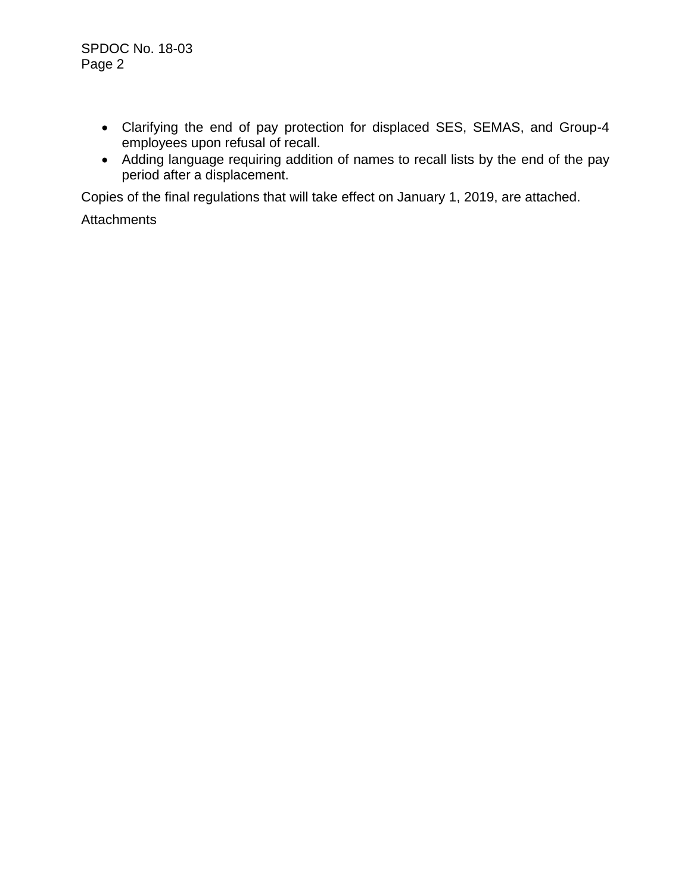- Clarifying the end of pay protection for displaced SES, SEMAS, and Group-4 employees upon refusal of recall.
- Adding language requiring addition of names to recall lists by the end of the pay period after a displacement.

Copies of the final regulations that will take effect on January 1, 2019, are attached.

Attachments